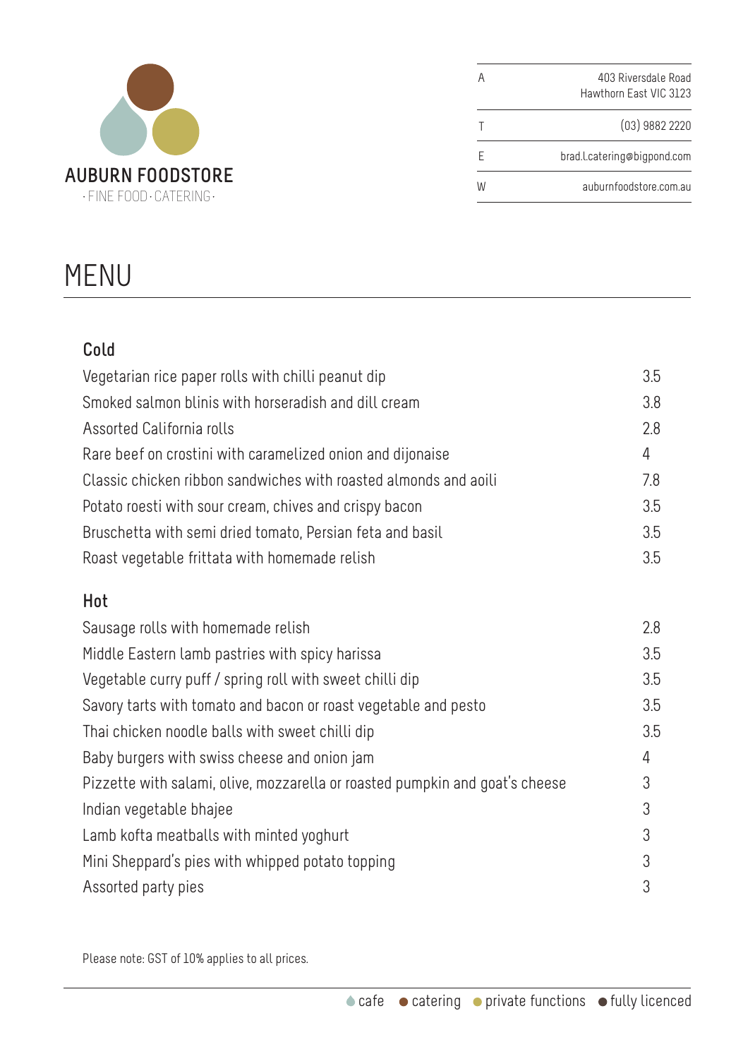**AUBURN FOODSTORE**
· FINE FOOD · CATERING ·

| | |
|---|---|
| A | 403 Riversdale Road<br>Hawthorn East VIC 3123 |
| T | (03) 9882 2220 |
| E | brad.l.catering@bigpond.com |
| W | auburnfoodstore.com.au |

# MENU

## Cold

| Item | Price |
|---|---|
| Vegetarian rice paper rolls with chilli peanut dip | 3.5 |
| Smoked salmon blinis with horseradish and dill cream | 3.8 |
| Assorted California rolls | 2.8 |
| Rare beef on crostini with caramelized onion and dijonaise | 4 |
| Classic chicken ribbon sandwiches with roasted almonds and aoili | 7.8 |
| Potato roesti with sour cream, chives and crispy bacon | 3.5 |
| Bruschetta with semi dried tomato, Persian feta and basil | 3.5 |
| Roast vegetable frittata with homemade relish | 3.5 |

## Hot

| Item | Price |
|---|---|
| Sausage rolls with homemade relish | 2.8 |
| Middle Eastern lamb pastries with spicy harissa | 3.5 |
| Vegetable curry puff / spring roll with sweet chilli dip | 3.5 |
| Savory tarts with tomato and bacon or roast vegetable and pesto | 3.5 |
| Thai chicken noodle balls with sweet chilli dip | 3.5 |
| Baby burgers with swiss cheese and onion jam | 4 |
| Pizzette with salami, olive, mozzarella or roasted pumpkin and goat's cheese | 3 |
| Indian vegetable bhajee | 3 |
| Lamb kofta meatballs with minted yoghurt | 3 |
| Mini Sheppard's pies with whipped potato topping | 3 |
| Assorted party pies | 3 |

Please note: GST of 10% applies to all prices.

cafe · catering · private functions · fully licenced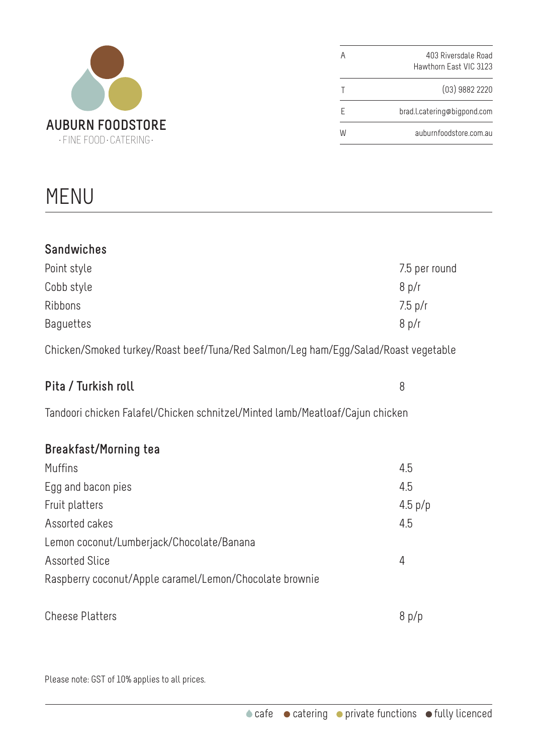AUBURN FOODSTORE

· FINE FOOD · CATERING ·

| | |
|---|---|
| A | 403 Riversdale Road<br>Hawthorn East VIC 3123 |
| T | (03) 9882 2220 |
| E | brad.l.catering@bigpond.com |
| W | auburnfoodstore.com.au |

# MENU

## Sandwiches

| | |
|---|---|
| Point style | 7.5 per round |
| Cobb style | 8 p/r |
| Ribbons | 7.5 p/r |
| Baguettes | 8 p/r |

Chicken/Smoked turkey/Roast beef/Tuna/Red Salmon/Leg ham/Egg/Salad/Roast vegetable

## Pita / Turkish roll — 8

Tandoori chicken Falafel/Chicken schnitzel/Minted lamb/Meatloaf/Cajun chicken

## Breakfast/Morning tea

| | |
|---|---|
| Muffins | 4.5 |
| Egg and bacon pies | 4.5 |
| Fruit platters | 4.5 p/p |
| Assorted cakes | 4.5 |
| Lemon coconut/Lumberjack/Chocolate/Banana | |
| Assorted Slice | 4 |
| Raspberry coconut/Apple caramel/Lemon/Chocolate brownie | |

| | |
|---|---|
| Cheese Platters | 8 p/p |

Please note: GST of 10% applies to all prices.

● cafe ● catering ● private functions ● fully licenced